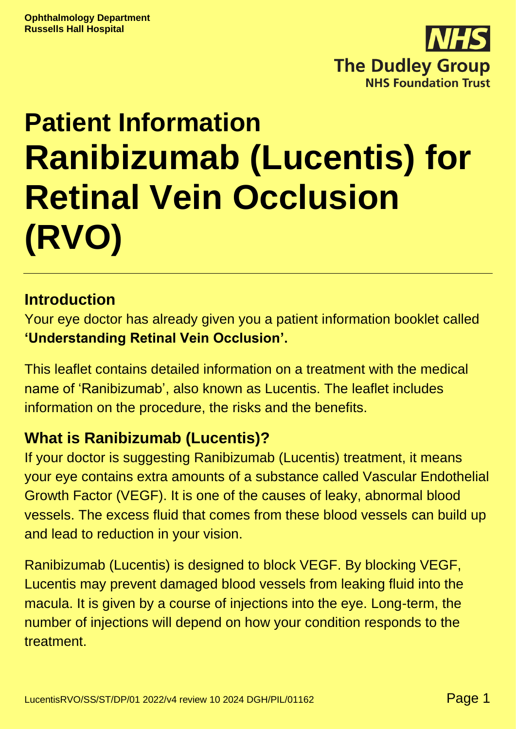**Ophthalmology Department**
**Russells Hall Hospital**

# Patient Information
# Ranibizumab (Lucentis) for Retinal Vein Occlusion (RVO)

## Introduction

Your eye doctor has already given you a patient information booklet called **'Understanding Retinal Vein Occlusion'.**

This leaflet contains detailed information on a treatment with the medical name of 'Ranibizumab', also known as Lucentis. The leaflet includes information on the procedure, the risks and the benefits.

## What is Ranibizumab (Lucentis)?

If your doctor is suggesting Ranibizumab (Lucentis) treatment, it means your eye contains extra amounts of a substance called Vascular Endothelial Growth Factor (VEGF). It is one of the causes of leaky, abnormal blood vessels. The excess fluid that comes from these blood vessels can build up and lead to reduction in your vision.

Ranibizumab (Lucentis) is designed to block VEGF. By blocking VEGF, Lucentis may prevent damaged blood vessels from leaking fluid into the macula. It is given by a course of injections into the eye. Long-term, the number of injections will depend on how your condition responds to the treatment.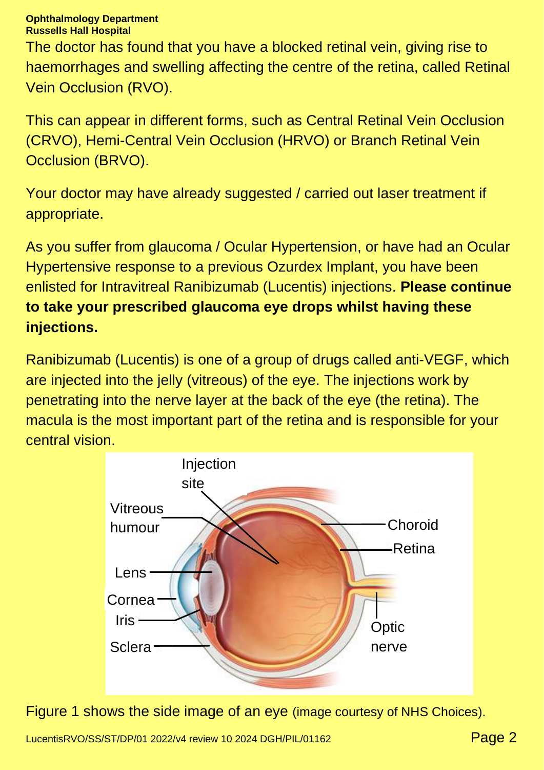The doctor has found that you have a blocked retinal vein, giving rise to haemorrhages and swelling affecting the centre of the retina, called Retinal Vein Occlusion (RVO).

This can appear in different forms, such as Central Retinal Vein Occlusion (CRVO), Hemi-Central Vein Occlusion (HRVO) or Branch Retinal Vein Occlusion (BRVO).

Your doctor may have already suggested / carried out laser treatment if appropriate.

As you suffer from glaucoma / Ocular Hypertension, or have had an Ocular Hypertensive response to a previous Ozurdex Implant, you have been enlisted for Intravitreal Ranibizumab (Lucentis) injections. **Please continue to take your prescribed glaucoma eye drops whilst having these injections.**

Ranibizumab (Lucentis) is one of a group of drugs called anti-VEGF, which are injected into the jelly (vitreous) of the eye. The injections work by penetrating into the nerve layer at the back of the eye (the retina). The macula is the most important part of the retina and is responsible for your central vision.

Injection site

Vitreous humour

Lens

Cornea

Iris

Sclera

Choroid

Retina

Optic nerve

Figure 1 shows the side image of an eye (image courtesy of NHS Choices).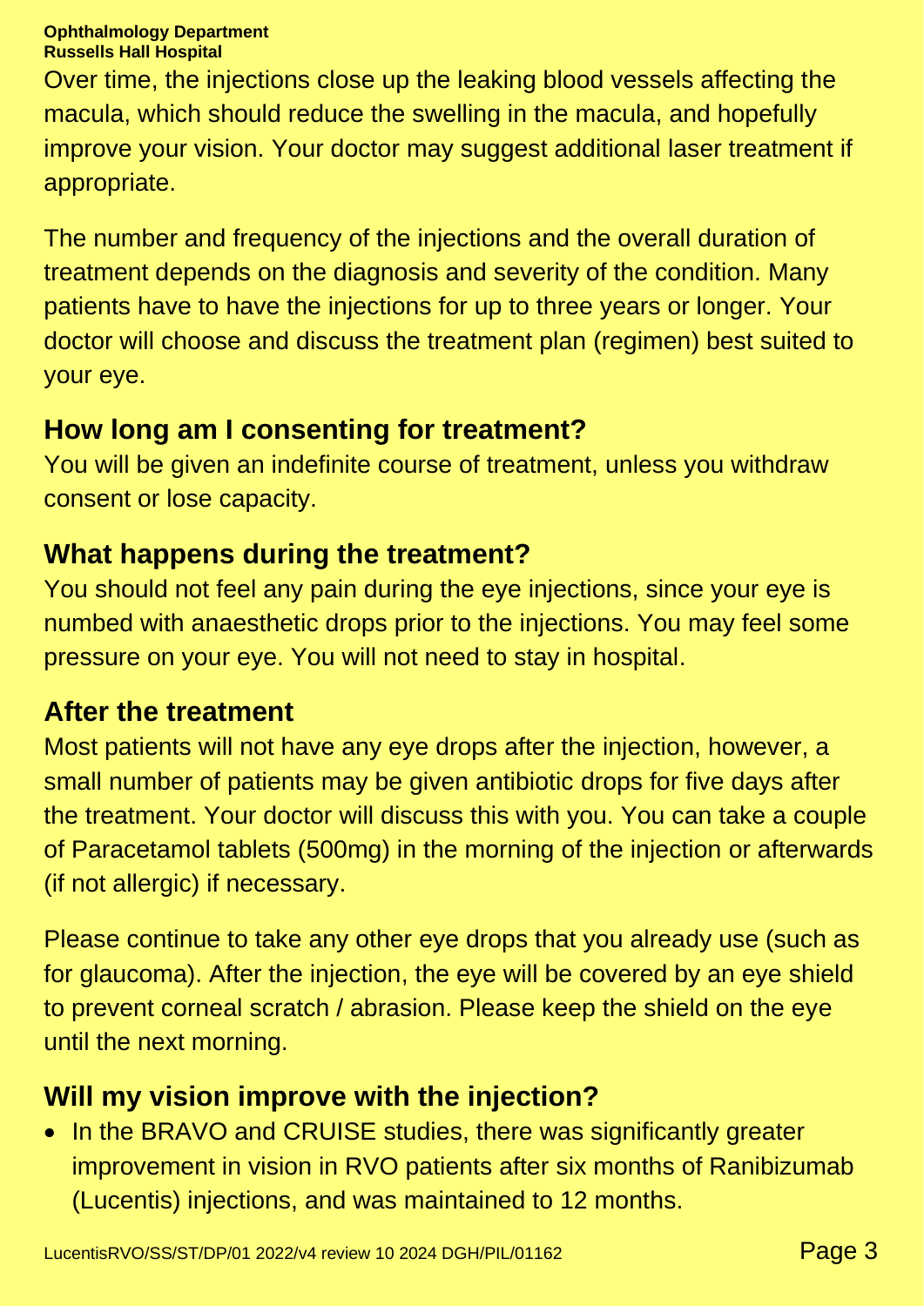Over time, the injections close up the leaking blood vessels affecting the macula, which should reduce the swelling in the macula, and hopefully improve your vision. Your doctor may suggest additional laser treatment if appropriate.

The number and frequency of the injections and the overall duration of treatment depends on the diagnosis and severity of the condition. Many patients have to have the injections for up to three years or longer. Your doctor will choose and discuss the treatment plan (regimen) best suited to your eye.

## How long am I consenting for treatment?

You will be given an indefinite course of treatment, unless you withdraw consent or lose capacity.

## What happens during the treatment?

You should not feel any pain during the eye injections, since your eye is numbed with anaesthetic drops prior to the injections. You may feel some pressure on your eye. You will not need to stay in hospital.

## After the treatment

Most patients will not have any eye drops after the injection, however, a small number of patients may be given antibiotic drops for five days after the treatment. Your doctor will discuss this with you. You can take a couple of Paracetamol tablets (500mg) in the morning of the injection or afterwards (if not allergic) if necessary.

Please continue to take any other eye drops that you already use (such as for glaucoma). After the injection, the eye will be covered by an eye shield to prevent corneal scratch / abrasion. Please keep the shield on the eye until the next morning.

## Will my vision improve with the injection?

- In the BRAVO and CRUISE studies, there was significantly greater improvement in vision in RVO patients after six months of Ranibizumab (Lucentis) injections, and was maintained to 12 months.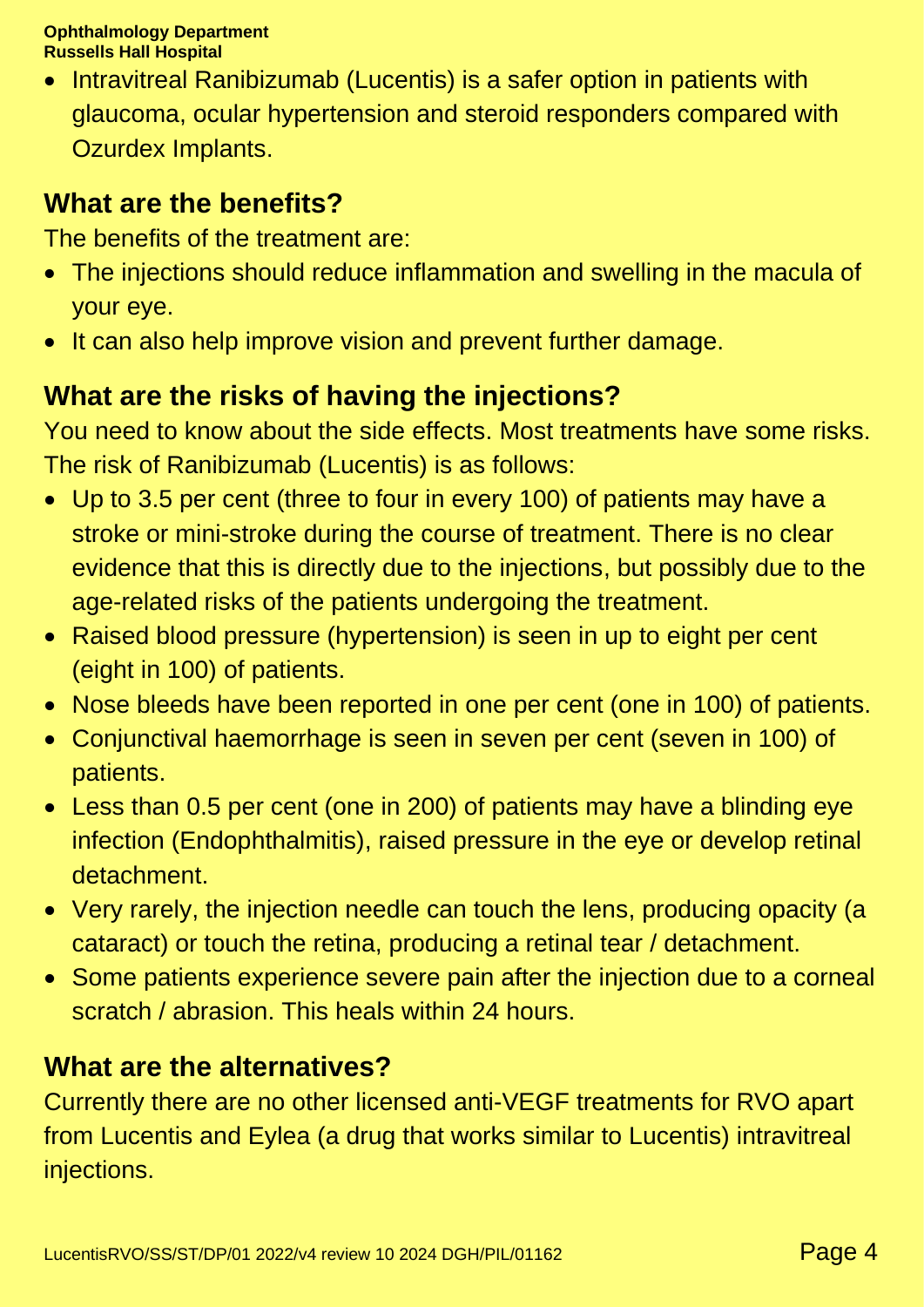- Intravitreal Ranibizumab (Lucentis) is a safer option in patients with glaucoma, ocular hypertension and steroid responders compared with Ozurdex Implants.

## What are the benefits?

The benefits of the treatment are:

- The injections should reduce inflammation and swelling in the macula of your eye.
- It can also help improve vision and prevent further damage.

## What are the risks of having the injections?

You need to know about the side effects. Most treatments have some risks. The risk of Ranibizumab (Lucentis) is as follows:

- Up to 3.5 per cent (three to four in every 100) of patients may have a stroke or mini-stroke during the course of treatment. There is no clear evidence that this is directly due to the injections, but possibly due to the age-related risks of the patients undergoing the treatment.
- Raised blood pressure (hypertension) is seen in up to eight per cent (eight in 100) of patients.
- Nose bleeds have been reported in one per cent (one in 100) of patients.
- Conjunctival haemorrhage is seen in seven per cent (seven in 100) of patients.
- Less than 0.5 per cent (one in 200) of patients may have a blinding eye infection (Endophthalmitis), raised pressure in the eye or develop retinal detachment.
- Very rarely, the injection needle can touch the lens, producing opacity (a cataract) or touch the retina, producing a retinal tear / detachment.
- Some patients experience severe pain after the injection due to a corneal scratch / abrasion. This heals within 24 hours.

## What are the alternatives?

Currently there are no other licensed anti-VEGF treatments for RVO apart from Lucentis and Eylea (a drug that works similar to Lucentis) intravitreal injections.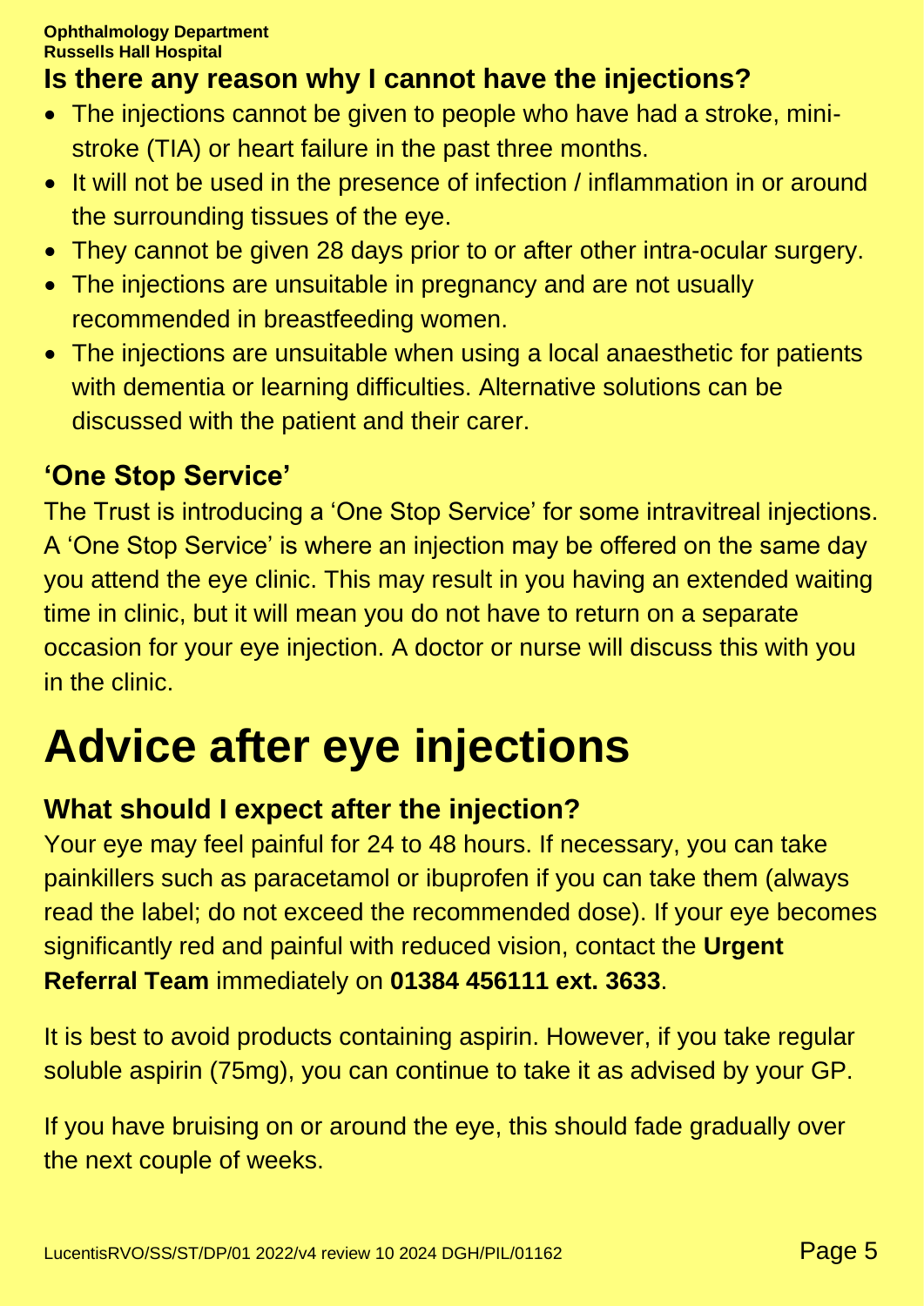## Is there any reason why I cannot have the injections?

- The injections cannot be given to people who have had a stroke, mini-stroke (TIA) or heart failure in the past three months.
- It will not be used in the presence of infection / inflammation in or around the surrounding tissues of the eye.
- They cannot be given 28 days prior to or after other intra-ocular surgery.
- The injections are unsuitable in pregnancy and are not usually recommended in breastfeeding women.
- The injections are unsuitable when using a local anaesthetic for patients with dementia or learning difficulties. Alternative solutions can be discussed with the patient and their carer.

## 'One Stop Service'

The Trust is introducing a 'One Stop Service' for some intravitreal injections. A 'One Stop Service' is where an injection may be offered on the same day you attend the eye clinic. This may result in you having an extended waiting time in clinic, but it will mean you do not have to return on a separate occasion for your eye injection. A doctor or nurse will discuss this with you in the clinic.

# Advice after eye injections

## What should I expect after the injection?

Your eye may feel painful for 24 to 48 hours. If necessary, you can take painkillers such as paracetamol or ibuprofen if you can take them (always read the label; do not exceed the recommended dose). If your eye becomes significantly red and painful with reduced vision, contact the **Urgent Referral Team** immediately on **01384 456111 ext. 3633**.

It is best to avoid products containing aspirin. However, if you take regular soluble aspirin (75mg), you can continue to take it as advised by your GP.

If you have bruising on or around the eye, this should fade gradually over the next couple of weeks.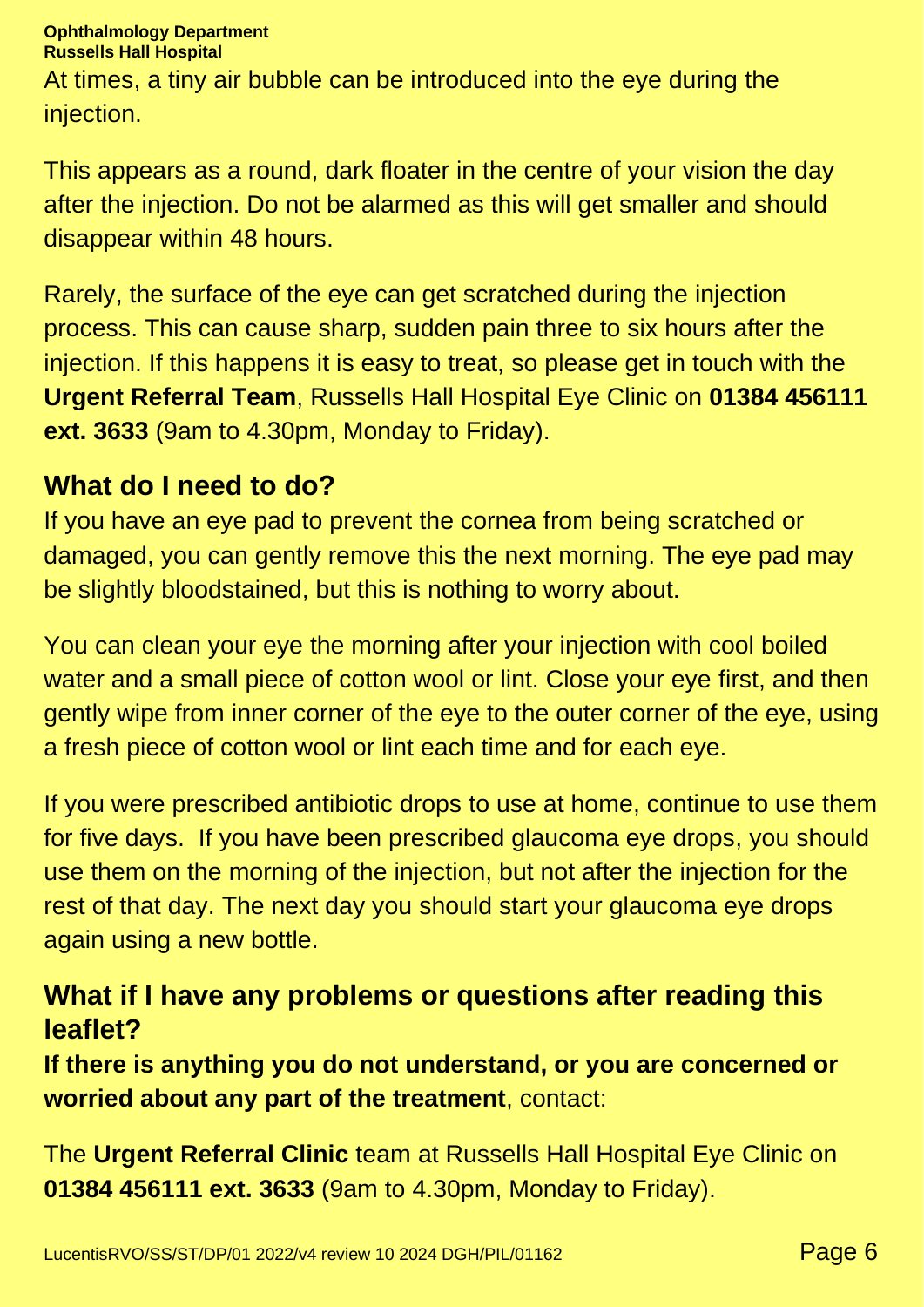At times, a tiny air bubble can be introduced into the eye during the injection.

This appears as a round, dark floater in the centre of your vision the day after the injection. Do not be alarmed as this will get smaller and should disappear within 48 hours.

Rarely, the surface of the eye can get scratched during the injection process. This can cause sharp, sudden pain three to six hours after the injection. If this happens it is easy to treat, so please get in touch with the **Urgent Referral Team**, Russells Hall Hospital Eye Clinic on **01384 456111 ext. 3633** (9am to 4.30pm, Monday to Friday).

## What do I need to do?

If you have an eye pad to prevent the cornea from being scratched or damaged, you can gently remove this the next morning. The eye pad may be slightly bloodstained, but this is nothing to worry about.

You can clean your eye the morning after your injection with cool boiled water and a small piece of cotton wool or lint. Close your eye first, and then gently wipe from inner corner of the eye to the outer corner of the eye, using a fresh piece of cotton wool or lint each time and for each eye.

If you were prescribed antibiotic drops to use at home, continue to use them for five days. If you have been prescribed glaucoma eye drops, you should use them on the morning of the injection, but not after the injection for the rest of that day. The next day you should start your glaucoma eye drops again using a new bottle.

## What if I have any problems or questions after reading this leaflet?

**If there is anything you do not understand, or you are concerned or worried about any part of the treatment**, contact:

The **Urgent Referral Clinic** team at Russells Hall Hospital Eye Clinic on **01384 456111 ext. 3633** (9am to 4.30pm, Monday to Friday).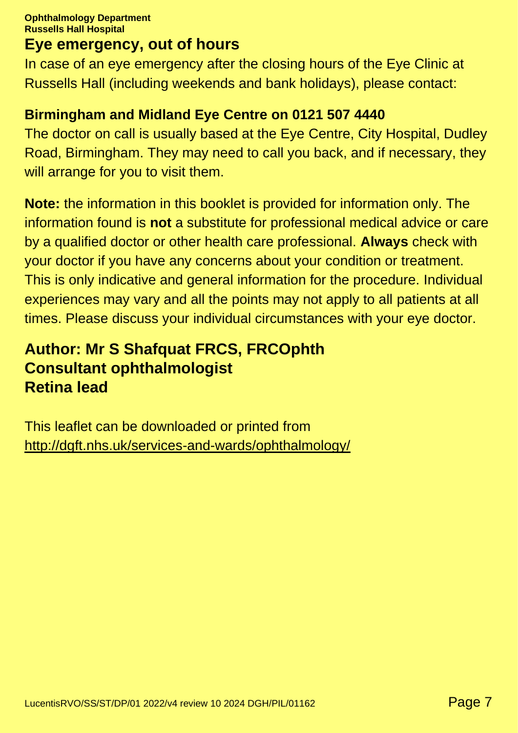## Eye emergency, out of hours

In case of an eye emergency after the closing hours of the Eye Clinic at Russells Hall (including weekends and bank holidays), please contact:

**Birmingham and Midland Eye Centre on 0121 507 4440**

The doctor on call is usually based at the Eye Centre, City Hospital, Dudley Road, Birmingham. They may need to call you back, and if necessary, they will arrange for you to visit them.

**Note:** the information in this booklet is provided for information only. The information found is **not** a substitute for professional medical advice or care by a qualified doctor or other health care professional. **Always** check with your doctor if you have any concerns about your condition or treatment. This is only indicative and general information for the procedure. Individual experiences may vary and all the points may not apply to all patients at all times. Please discuss your individual circumstances with your eye doctor.

**Author: Mr S Shafquat FRCS, FRCOphth**
**Consultant ophthalmologist**
**Retina lead**

This leaflet can be downloaded or printed from
http://dgft.nhs.uk/services-and-wards/ophthalmology/

LucentisRVO/SS/ST/DP/01 2022/v4 review 10 2024 DGH/PIL/01162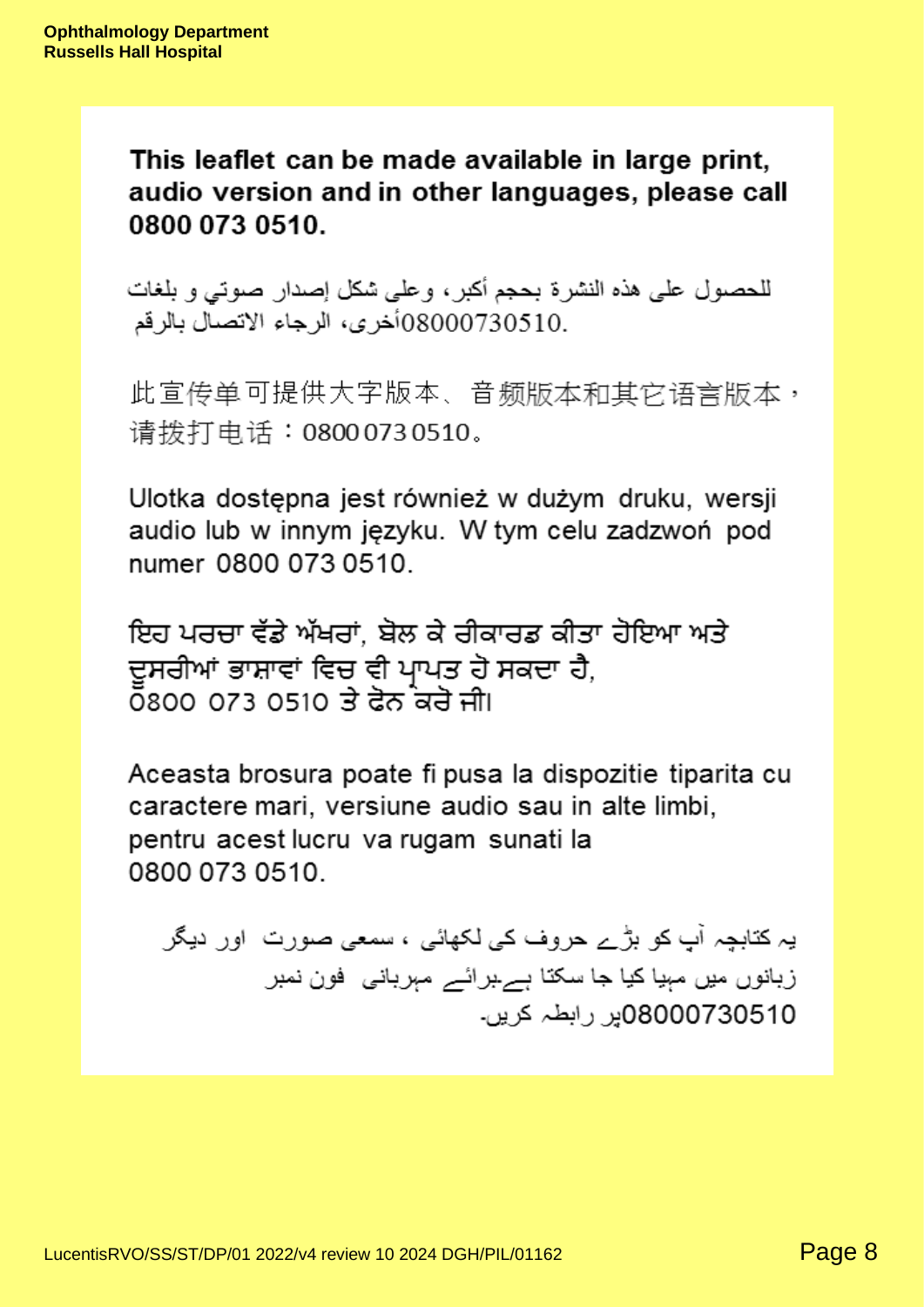**This leaflet can be made available in large print, audio version and in other languages, please call 0800 073 0510.**

للحصول على هذه النشرة بحجم أكبر، وعلى شكل إصدار صوتي و بلغات أخرى، الرجاء الاتصال بالرقم 08000730510.

此宣传单可提供大字版本、音频版本和其它语言版本，请拨打电话：0800 073 0510。

Ulotka dostępna jest również w dużym druku, wersji audio lub w innym języku. W tym celu zadzwoń pod numer 0800 073 0510.

ਇਹ ਪਰਚਾ ਵੱਡੇ ਅੱਖਰਾਂ, ਬੋਲ ਕੇ ਰੀਕਾਰਡ ਕੀਤਾ ਹੋਇਆ ਅਤੇ ਦੂਸਰੀਆਂ ਭਾਸ਼ਾਵਾਂ ਵਿਚ ਵੀ ਪ੍ਰਾਪਤ ਹੋ ਸਕਦਾ ਹੈ, 0800 073 0510 ਤੇ ਫੋਨ ਕਰੋ ਜੀ।

Aceasta brosura poate fi pusa la dispozitie tiparita cu caractere mari, versiune audio sau in alte limbi, pentru acest lucru va rugam sunati la 0800 073 0510.

یہ کتابچہ آپ کو بڑے حروف کی لکھائی ، سمعی صورت اور دیگر زبانوں میں مہیا کیا جا سکتا ہے۔برائے مہربانی فون نمبر 08000730510پر رابطہ کریں۔